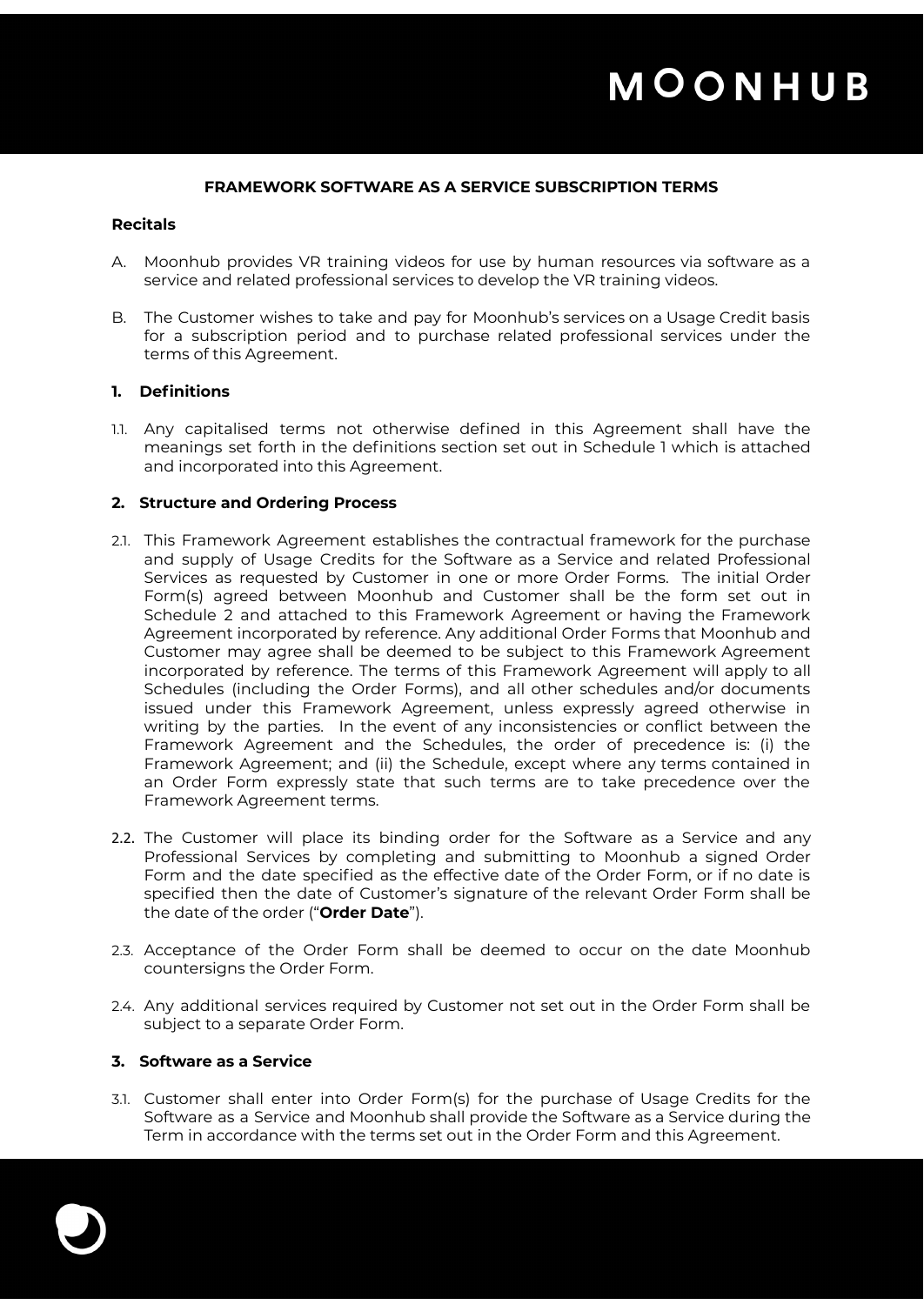**FRAMEWORK SOFTWARE AS A SERVICE SUBSCRIPTION TERMS**

**Recitals**

A. Moonhub provides VR training videos for use by human resources via software as a service and related professional services to develop the VR training videos.

B. The Customer wishes to take and pay for Moonhub's services on a Usage Credit basis for a subscription period and to purchase related professional services under the terms of this Agreement.

## 1. Definitions

1.1. Any capitalised terms not otherwise defined in this Agreement shall have the meanings set forth in the definitions section set out in Schedule 1 which is attached and incorporated into this Agreement.

## 2. Structure and Ordering Process

2.1. This Framework Agreement establishes the contractual framework for the purchase and supply of Usage Credits for the Software as a Service and related Professional Services as requested by Customer in one or more Order Forms. The initial Order Form(s) agreed between Moonhub and Customer shall be the form set out in Schedule 2 and attached to this Framework Agreement or having the Framework Agreement incorporated by reference. Any additional Order Forms that Moonhub and Customer may agree shall be deemed to be subject to this Framework Agreement incorporated by reference. The terms of this Framework Agreement will apply to all Schedules (including the Order Forms), and all other schedules and/or documents issued under this Framework Agreement, unless expressly agreed otherwise in writing by the parties. In the event of any inconsistencies or conflict between the Framework Agreement and the Schedules, the order of precedence is: (i) the Framework Agreement; and (ii) the Schedule, except where any terms contained in an Order Form expressly state that such terms are to take precedence over the Framework Agreement terms.

2.2. The Customer will place its binding order for the Software as a Service and any Professional Services by completing and submitting to Moonhub a signed Order Form and the date specified as the effective date of the Order Form, or if no date is specified then the date of Customer's signature of the relevant Order Form shall be the date of the order ("**Order Date**").

2.3. Acceptance of the Order Form shall be deemed to occur on the date Moonhub countersigns the Order Form.

2.4. Any additional services required by Customer not set out in the Order Form shall be subject to a separate Order Form.

## 3. Software as a Service

3.1. Customer shall enter into Order Form(s) for the purchase of Usage Credits for the Software as a Service and Moonhub shall provide the Software as a Service during the Term in accordance with the terms set out in the Order Form and this Agreement.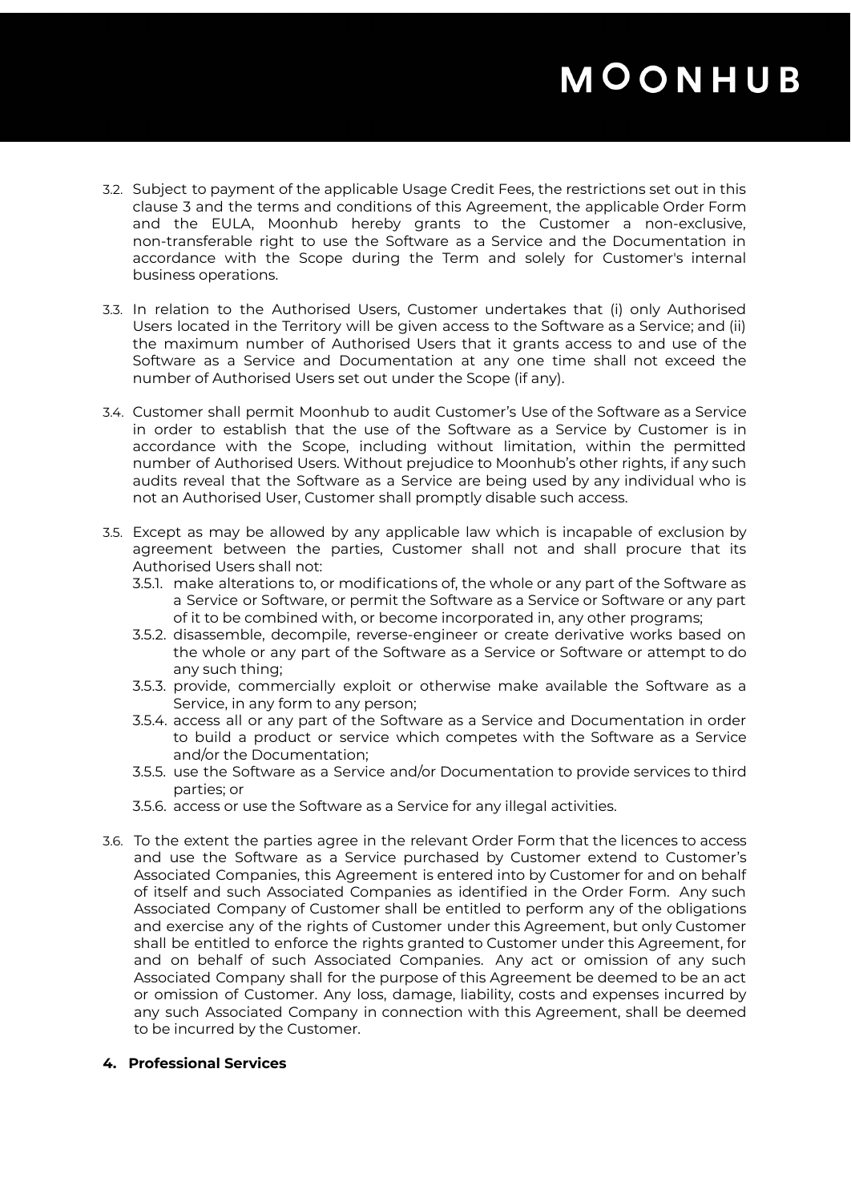3.2. Subject to payment of the applicable Usage Credit Fees, the restrictions set out in this clause 3 and the terms and conditions of this Agreement, the applicable Order Form and the EULA, Moonhub hereby grants to the Customer a non-exclusive, non-transferable right to use the Software as a Service and the Documentation in accordance with the Scope during the Term and solely for Customer's internal business operations.

3.3. In relation to the Authorised Users, Customer undertakes that (i) only Authorised Users located in the Territory will be given access to the Software as a Service; and (ii) the maximum number of Authorised Users that it grants access to and use of the Software as a Service and Documentation at any one time shall not exceed the number of Authorised Users set out under the Scope (if any).

3.4. Customer shall permit Moonhub to audit Customer's Use of the Software as a Service in order to establish that the use of the Software as a Service by Customer is in accordance with the Scope, including without limitation, within the permitted number of Authorised Users. Without prejudice to Moonhub's other rights, if any such audits reveal that the Software as a Service are being used by any individual who is not an Authorised User, Customer shall promptly disable such access.

3.5. Except as may be allowed by any applicable law which is incapable of exclusion by agreement between the parties, Customer shall not and shall procure that its Authorised Users shall not:

3.5.1. make alterations to, or modifications of, the whole or any part of the Software as a Service or Software, or permit the Software as a Service or Software or any part of it to be combined with, or become incorporated in, any other programs;

3.5.2. disassemble, decompile, reverse-engineer or create derivative works based on the whole or any part of the Software as a Service or Software or attempt to do any such thing;

3.5.3. provide, commercially exploit or otherwise make available the Software as a Service, in any form to any person;

3.5.4. access all or any part of the Software as a Service and Documentation in order to build a product or service which competes with the Software as a Service and/or the Documentation;

3.5.5. use the Software as a Service and/or Documentation to provide services to third parties; or

3.5.6. access or use the Software as a Service for any illegal activities.

3.6. To the extent the parties agree in the relevant Order Form that the licences to access and use the Software as a Service purchased by Customer extend to Customer's Associated Companies, this Agreement is entered into by Customer for and on behalf of itself and such Associated Companies as identified in the Order Form. Any such Associated Company of Customer shall be entitled to perform any of the obligations and exercise any of the rights of Customer under this Agreement, but only Customer shall be entitled to enforce the rights granted to Customer under this Agreement, for and on behalf of such Associated Companies. Any act or omission of any such Associated Company shall for the purpose of this Agreement be deemed to be an act or omission of Customer. Any loss, damage, liability, costs and expenses incurred by any such Associated Company in connection with this Agreement, shall be deemed to be incurred by the Customer.

**4. Professional Services**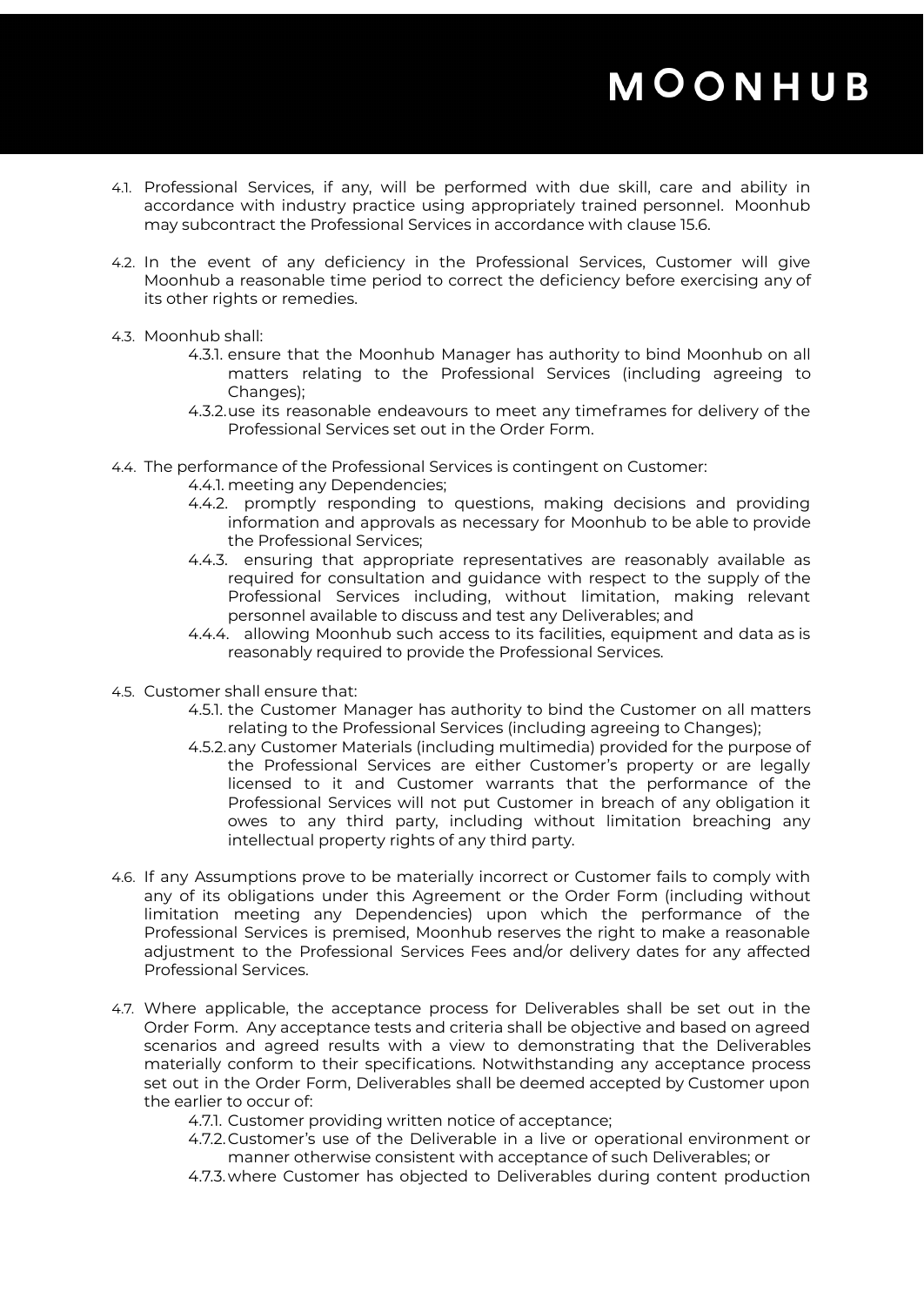4.1. Professional Services, if any, will be performed with due skill, care and ability in accordance with industry practice using appropriately trained personnel. Moonhub may subcontract the Professional Services in accordance with clause 15.6.

4.2. In the event of any deficiency in the Professional Services, Customer will give Moonhub a reasonable time period to correct the deficiency before exercising any of its other rights or remedies.

4.3. Moonhub shall:

   4.3.1. ensure that the Moonhub Manager has authority to bind Moonhub on all matters relating to the Professional Services (including agreeing to Changes);

   4.3.2. use its reasonable endeavours to meet any timeframes for delivery of the Professional Services set out in the Order Form.

4.4. The performance of the Professional Services is contingent on Customer:

   4.4.1. meeting any Dependencies;

   4.4.2. promptly responding to questions, making decisions and providing information and approvals as necessary for Moonhub to be able to provide the Professional Services;

   4.4.3. ensuring that appropriate representatives are reasonably available as required for consultation and guidance with respect to the supply of the Professional Services including, without limitation, making relevant personnel available to discuss and test any Deliverables; and

   4.4.4. allowing Moonhub such access to its facilities, equipment and data as is reasonably required to provide the Professional Services.

4.5. Customer shall ensure that:

   4.5.1. the Customer Manager has authority to bind the Customer on all matters relating to the Professional Services (including agreeing to Changes);

   4.5.2. any Customer Materials (including multimedia) provided for the purpose of the Professional Services are either Customer's property or are legally licensed to it and Customer warrants that the performance of the Professional Services will not put Customer in breach of any obligation it owes to any third party, including without limitation breaching any intellectual property rights of any third party.

4.6. If any Assumptions prove to be materially incorrect or Customer fails to comply with any of its obligations under this Agreement or the Order Form (including without limitation meeting any Dependencies) upon which the performance of the Professional Services is premised, Moonhub reserves the right to make a reasonable adjustment to the Professional Services Fees and/or delivery dates for any affected Professional Services.

4.7. Where applicable, the acceptance process for Deliverables shall be set out in the Order Form. Any acceptance tests and criteria shall be objective and based on agreed scenarios and agreed results with a view to demonstrating that the Deliverables materially conform to their specifications. Notwithstanding any acceptance process set out in the Order Form, Deliverables shall be deemed accepted by Customer upon the earlier to occur of:

   4.7.1. Customer providing written notice of acceptance;

   4.7.2. Customer's use of the Deliverable in a live or operational environment or manner otherwise consistent with acceptance of such Deliverables; or

   4.7.3. where Customer has objected to Deliverables during content production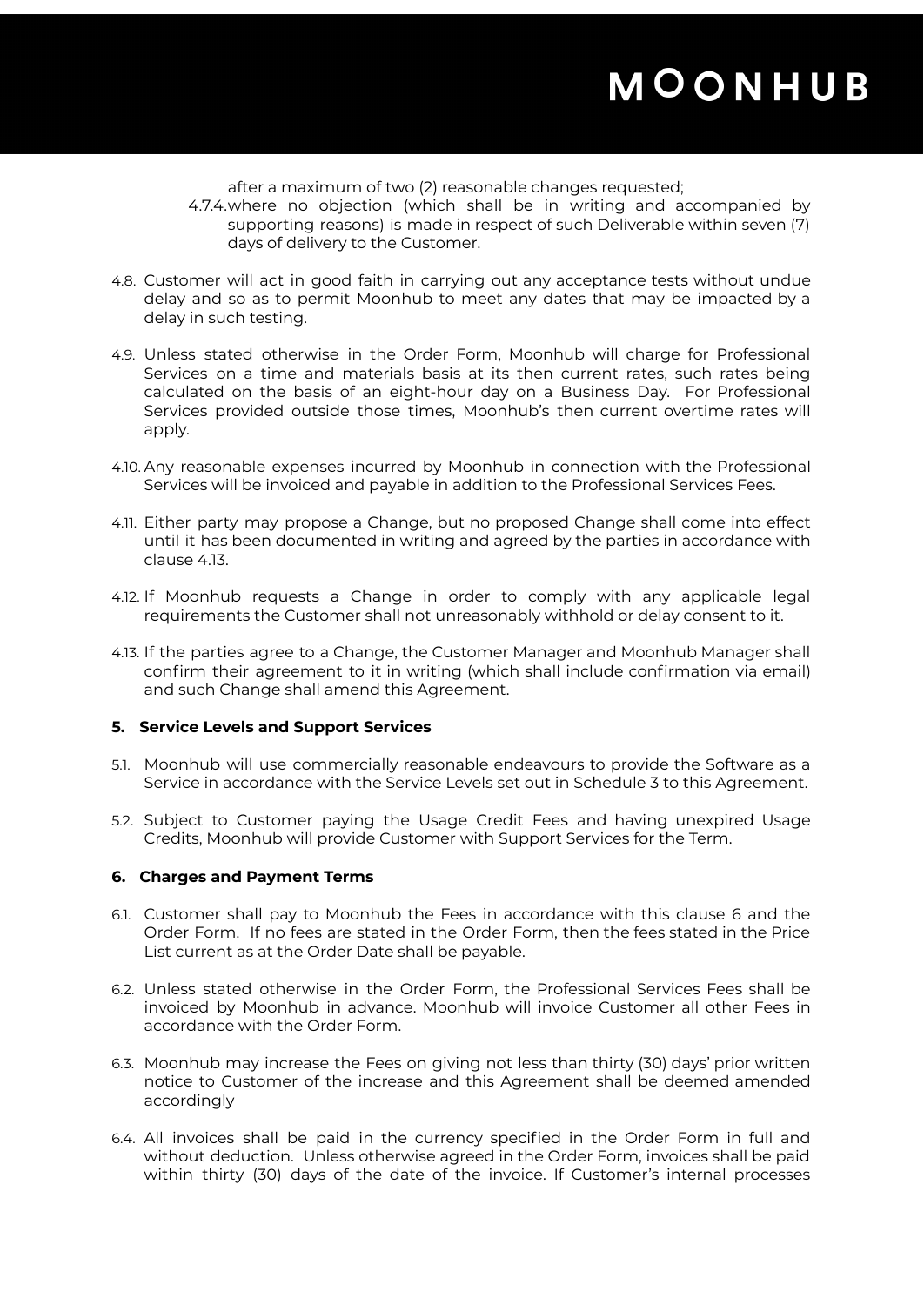after a maximum of two (2) reasonable changes requested;

4.7.4. where no objection (which shall be in writing and accompanied by supporting reasons) is made in respect of such Deliverable within seven (7) days of delivery to the Customer.

4.8. Customer will act in good faith in carrying out any acceptance tests without undue delay and so as to permit Moonhub to meet any dates that may be impacted by a delay in such testing.

4.9. Unless stated otherwise in the Order Form, Moonhub will charge for Professional Services on a time and materials basis at its then current rates, such rates being calculated on the basis of an eight-hour day on a Business Day. For Professional Services provided outside those times, Moonhub's then current overtime rates will apply.

4.10. Any reasonable expenses incurred by Moonhub in connection with the Professional Services will be invoiced and payable in addition to the Professional Services Fees.

4.11. Either party may propose a Change, but no proposed Change shall come into effect until it has been documented in writing and agreed by the parties in accordance with clause 4.13.

4.12. If Moonhub requests a Change in order to comply with any applicable legal requirements the Customer shall not unreasonably withhold or delay consent to it.

4.13. If the parties agree to a Change, the Customer Manager and Moonhub Manager shall confirm their agreement to it in writing (which shall include confirmation via email) and such Change shall amend this Agreement.

**5. Service Levels and Support Services**

5.1. Moonhub will use commercially reasonable endeavours to provide the Software as a Service in accordance with the Service Levels set out in Schedule 3 to this Agreement.

5.2. Subject to Customer paying the Usage Credit Fees and having unexpired Usage Credits, Moonhub will provide Customer with Support Services for the Term.

**6. Charges and Payment Terms**

6.1. Customer shall pay to Moonhub the Fees in accordance with this clause 6 and the Order Form. If no fees are stated in the Order Form, then the fees stated in the Price List current as at the Order Date shall be payable.

6.2. Unless stated otherwise in the Order Form, the Professional Services Fees shall be invoiced by Moonhub in advance. Moonhub will invoice Customer all other Fees in accordance with the Order Form.

6.3. Moonhub may increase the Fees on giving not less than thirty (30) days' prior written notice to Customer of the increase and this Agreement shall be deemed amended accordingly

6.4. All invoices shall be paid in the currency specified in the Order Form in full and without deduction. Unless otherwise agreed in the Order Form, invoices shall be paid within thirty (30) days of the date of the invoice. If Customer's internal processes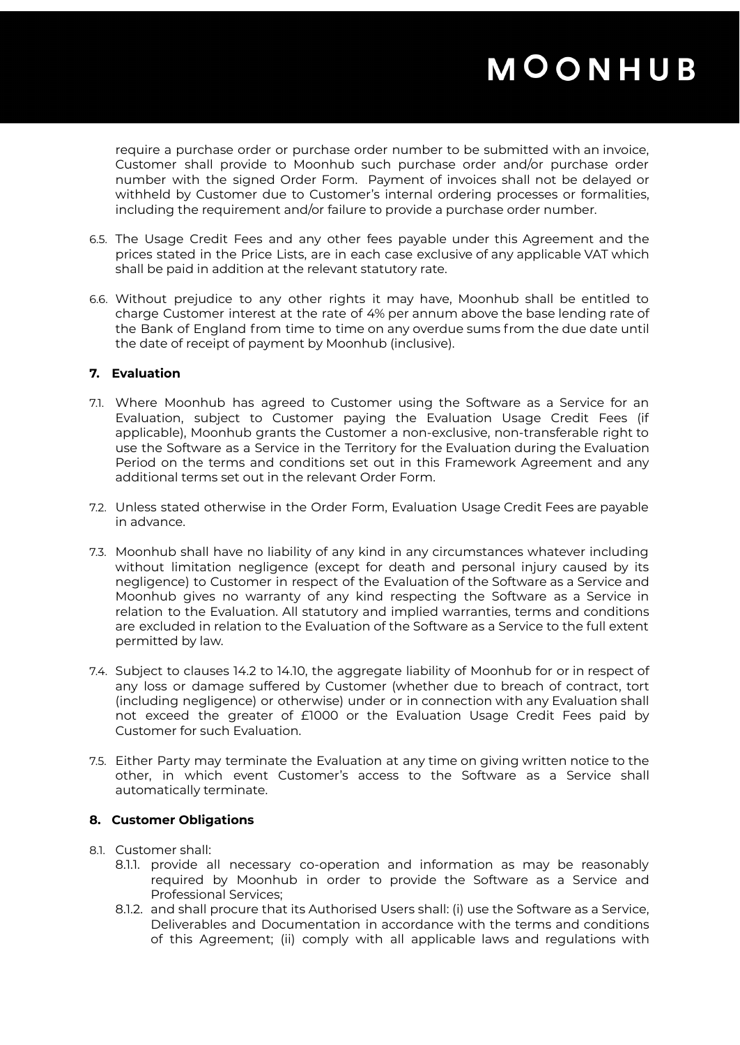require a purchase order or purchase order number to be submitted with an invoice, Customer shall provide to Moonhub such purchase order and/or purchase order number with the signed Order Form. Payment of invoices shall not be delayed or withheld by Customer due to Customer's internal ordering processes or formalities, including the requirement and/or failure to provide a purchase order number.

6.5. The Usage Credit Fees and any other fees payable under this Agreement and the prices stated in the Price Lists, are in each case exclusive of any applicable VAT which shall be paid in addition at the relevant statutory rate.

6.6. Without prejudice to any other rights it may have, Moonhub shall be entitled to charge Customer interest at the rate of 4% per annum above the base lending rate of the Bank of England from time to time on any overdue sums from the due date until the date of receipt of payment by Moonhub (inclusive).

## 7. Evaluation

7.1. Where Moonhub has agreed to Customer using the Software as a Service for an Evaluation, subject to Customer paying the Evaluation Usage Credit Fees (if applicable), Moonhub grants the Customer a non-exclusive, non-transferable right to use the Software as a Service in the Territory for the Evaluation during the Evaluation Period on the terms and conditions set out in this Framework Agreement and any additional terms set out in the relevant Order Form.

7.2. Unless stated otherwise in the Order Form, Evaluation Usage Credit Fees are payable in advance.

7.3. Moonhub shall have no liability of any kind in any circumstances whatever including without limitation negligence (except for death and personal injury caused by its negligence) to Customer in respect of the Evaluation of the Software as a Service and Moonhub gives no warranty of any kind respecting the Software as a Service in relation to the Evaluation. All statutory and implied warranties, terms and conditions are excluded in relation to the Evaluation of the Software as a Service to the full extent permitted by law.

7.4. Subject to clauses 14.2 to 14.10, the aggregate liability of Moonhub for or in respect of any loss or damage suffered by Customer (whether due to breach of contract, tort (including negligence) or otherwise) under or in connection with any Evaluation shall not exceed the greater of £1000 or the Evaluation Usage Credit Fees paid by Customer for such Evaluation.

7.5. Either Party may terminate the Evaluation at any time on giving written notice to the other, in which event Customer's access to the Software as a Service shall automatically terminate.

## 8. Customer Obligations

8.1. Customer shall:

8.1.1. provide all necessary co-operation and information as may be reasonably required by Moonhub in order to provide the Software as a Service and Professional Services;

8.1.2. and shall procure that its Authorised Users shall: (i) use the Software as a Service, Deliverables and Documentation in accordance with the terms and conditions of this Agreement; (ii) comply with all applicable laws and regulations with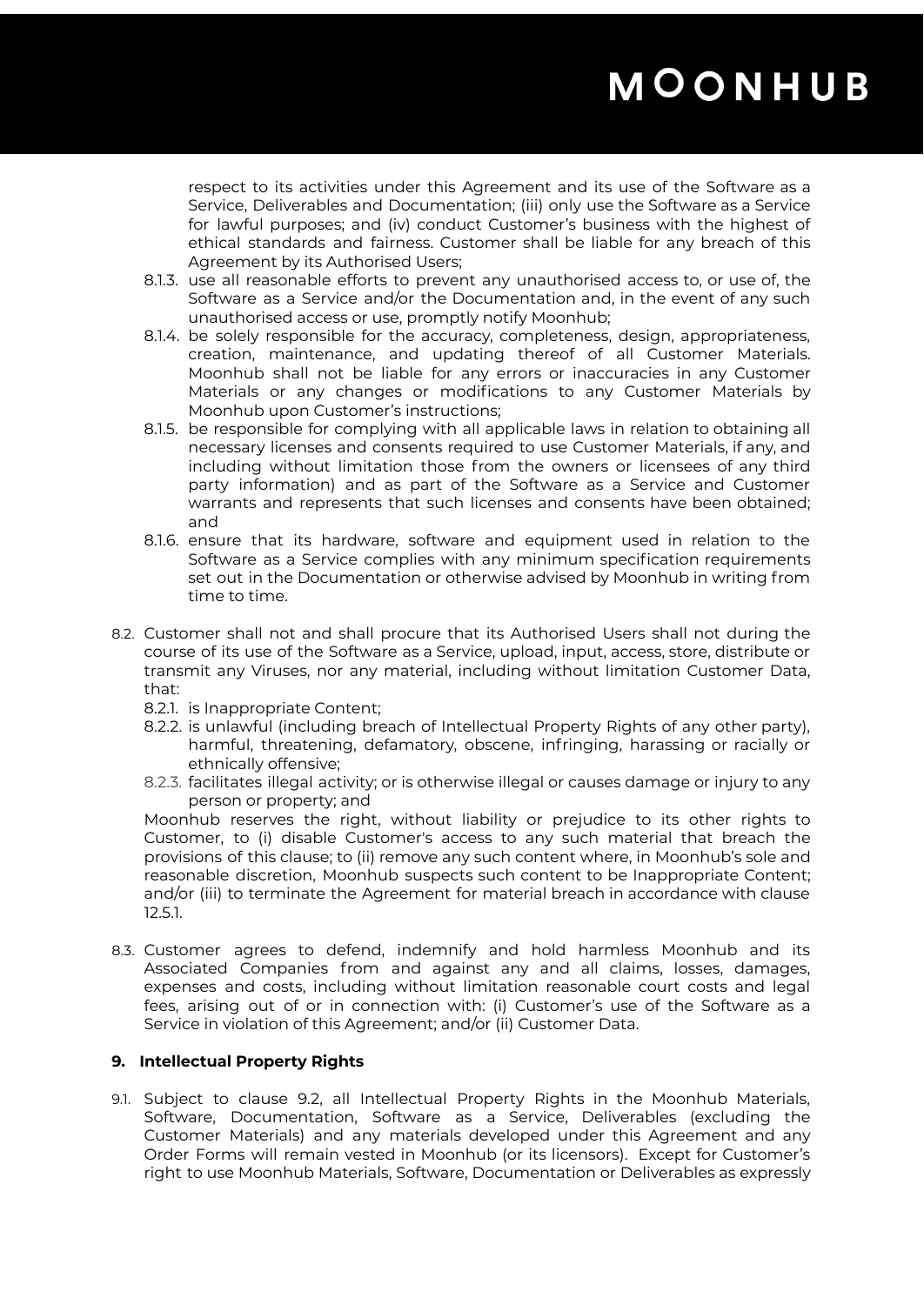respect to its activities under this Agreement and its use of the Software as a Service, Deliverables and Documentation; (iii) only use the Software as a Service for lawful purposes; and (iv) conduct Customer's business with the highest of ethical standards and fairness. Customer shall be liable for any breach of this Agreement by its Authorised Users;

8.1.3. use all reasonable efforts to prevent any unauthorised access to, or use of, the Software as a Service and/or the Documentation and, in the event of any such unauthorised access or use, promptly notify Moonhub;

8.1.4. be solely responsible for the accuracy, completeness, design, appropriateness, creation, maintenance, and updating thereof of all Customer Materials. Moonhub shall not be liable for any errors or inaccuracies in any Customer Materials or any changes or modifications to any Customer Materials by Moonhub upon Customer's instructions;

8.1.5. be responsible for complying with all applicable laws in relation to obtaining all necessary licenses and consents required to use Customer Materials, if any, and including without limitation those from the owners or licensees of any third party information) and as part of the Software as a Service and Customer warrants and represents that such licenses and consents have been obtained; and

8.1.6. ensure that its hardware, software and equipment used in relation to the Software as a Service complies with any minimum specification requirements set out in the Documentation or otherwise advised by Moonhub in writing from time to time.

8.2. Customer shall not and shall procure that its Authorised Users shall not during the course of its use of the Software as a Service, upload, input, access, store, distribute or transmit any Viruses, nor any material, including without limitation Customer Data, that:

8.2.1. is Inappropriate Content;

8.2.2. is unlawful (including breach of Intellectual Property Rights of any other party), harmful, threatening, defamatory, obscene, infringing, harassing or racially or ethnically offensive;

8.2.3. facilitates illegal activity; or is otherwise illegal or causes damage or injury to any person or property; and

Moonhub reserves the right, without liability or prejudice to its other rights to Customer, to (i) disable Customer's access to any such material that breach the provisions of this clause; to (ii) remove any such content where, in Moonhub's sole and reasonable discretion, Moonhub suspects such content to be Inappropriate Content; and/or (iii) to terminate the Agreement for material breach in accordance with clause 12.5.1.

8.3. Customer agrees to defend, indemnify and hold harmless Moonhub and its Associated Companies from and against any and all claims, losses, damages, expenses and costs, including without limitation reasonable court costs and legal fees, arising out of or in connection with: (i) Customer's use of the Software as a Service in violation of this Agreement; and/or (ii) Customer Data.

## 9. Intellectual Property Rights

9.1. Subject to clause 9.2, all Intellectual Property Rights in the Moonhub Materials, Software, Documentation, Software as a Service, Deliverables (excluding the Customer Materials) and any materials developed under this Agreement and any Order Forms will remain vested in Moonhub (or its licensors). Except for Customer's right to use Moonhub Materials, Software, Documentation or Deliverables as expressly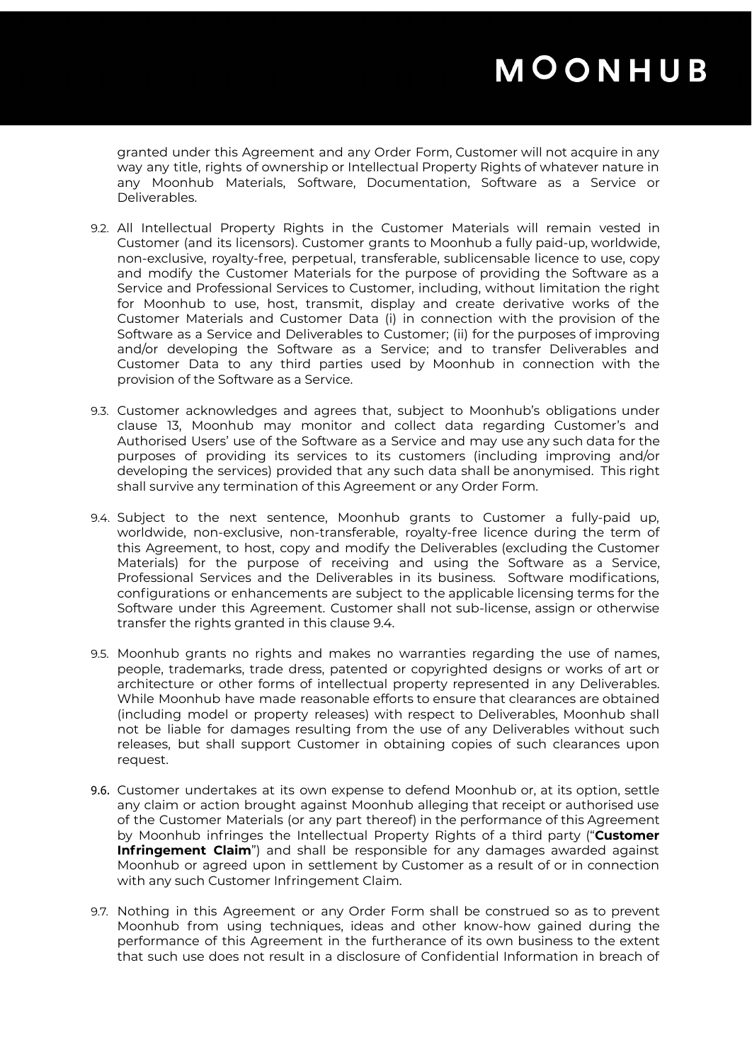granted under this Agreement and any Order Form, Customer will not acquire in any way any title, rights of ownership or Intellectual Property Rights of whatever nature in any Moonhub Materials, Software, Documentation, Software as a Service or Deliverables.

9.2. All Intellectual Property Rights in the Customer Materials will remain vested in Customer (and its licensors). Customer grants to Moonhub a fully paid-up, worldwide, non-exclusive, royalty-free, perpetual, transferable, sublicensable licence to use, copy and modify the Customer Materials for the purpose of providing the Software as a Service and Professional Services to Customer, including, without limitation the right for Moonhub to use, host, transmit, display and create derivative works of the Customer Materials and Customer Data (i) in connection with the provision of the Software as a Service and Deliverables to Customer; (ii) for the purposes of improving and/or developing the Software as a Service; and to transfer Deliverables and Customer Data to any third parties used by Moonhub in connection with the provision of the Software as a Service.

9.3. Customer acknowledges and agrees that, subject to Moonhub's obligations under clause 13, Moonhub may monitor and collect data regarding Customer's and Authorised Users' use of the Software as a Service and may use any such data for the purposes of providing its services to its customers (including improving and/or developing the services) provided that any such data shall be anonymised. This right shall survive any termination of this Agreement or any Order Form.

9.4. Subject to the next sentence, Moonhub grants to Customer a fully-paid up, worldwide, non-exclusive, non-transferable, royalty-free licence during the term of this Agreement, to host, copy and modify the Deliverables (excluding the Customer Materials) for the purpose of receiving and using the Software as a Service, Professional Services and the Deliverables in its business. Software modifications, configurations or enhancements are subject to the applicable licensing terms for the Software under this Agreement. Customer shall not sub-license, assign or otherwise transfer the rights granted in this clause 9.4.

9.5. Moonhub grants no rights and makes no warranties regarding the use of names, people, trademarks, trade dress, patented or copyrighted designs or works of art or architecture or other forms of intellectual property represented in any Deliverables. While Moonhub have made reasonable efforts to ensure that clearances are obtained (including model or property releases) with respect to Deliverables, Moonhub shall not be liable for damages resulting from the use of any Deliverables without such releases, but shall support Customer in obtaining copies of such clearances upon request.

9.6. Customer undertakes at its own expense to defend Moonhub or, at its option, settle any claim or action brought against Moonhub alleging that receipt or authorised use of the Customer Materials (or any part thereof) in the performance of this Agreement by Moonhub infringes the Intellectual Property Rights of a third party ("**Customer Infringement Claim**") and shall be responsible for any damages awarded against Moonhub or agreed upon in settlement by Customer as a result of or in connection with any such Customer Infringement Claim.

9.7. Nothing in this Agreement or any Order Form shall be construed so as to prevent Moonhub from using techniques, ideas and other know-how gained during the performance of this Agreement in the furtherance of its own business to the extent that such use does not result in a disclosure of Confidential Information in breach of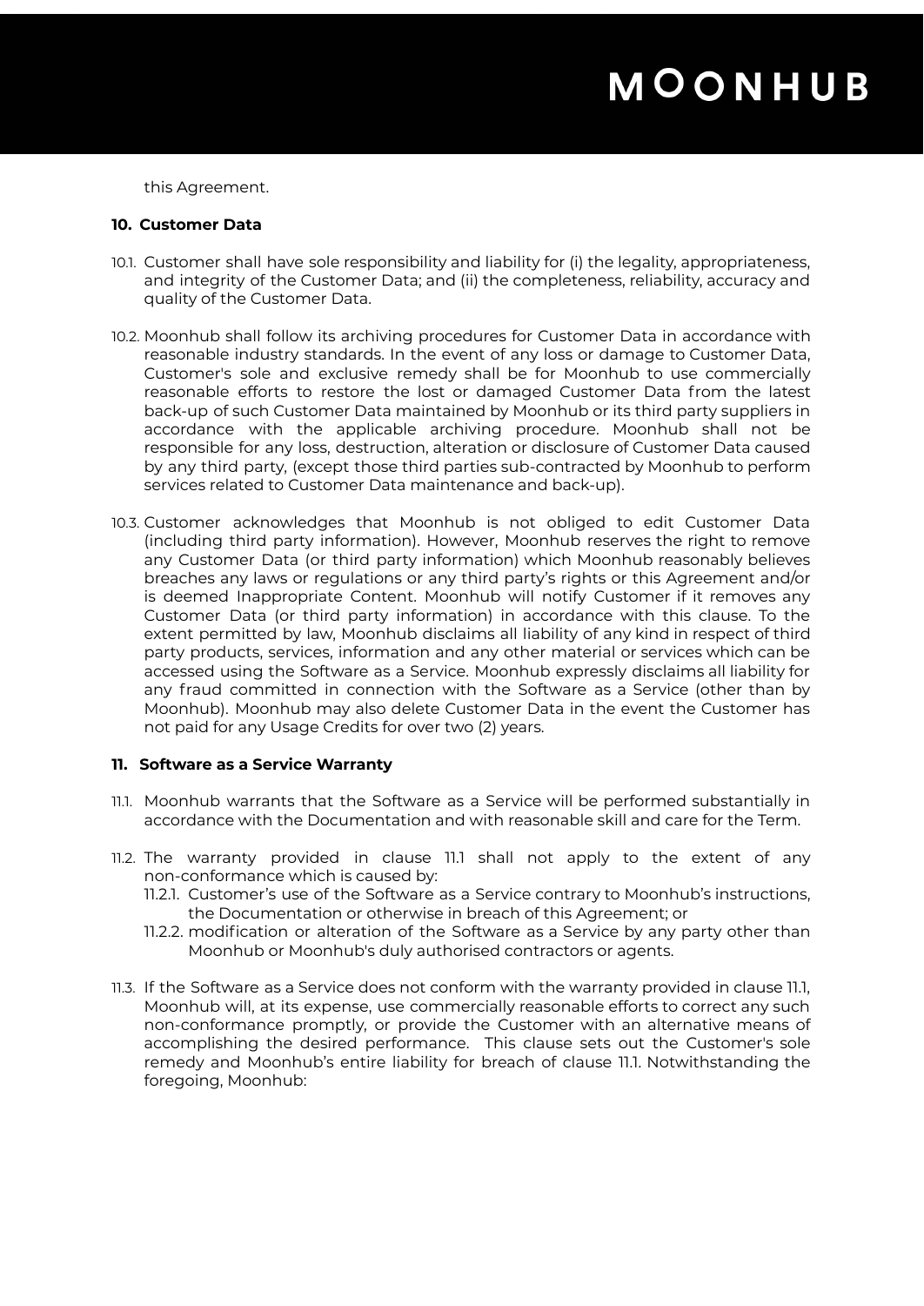this Agreement.

**10. Customer Data**

10.1. Customer shall have sole responsibility and liability for (i) the legality, appropriateness, and integrity of the Customer Data; and (ii) the completeness, reliability, accuracy and quality of the Customer Data.

10.2. Moonhub shall follow its archiving procedures for Customer Data in accordance with reasonable industry standards. In the event of any loss or damage to Customer Data, Customer's sole and exclusive remedy shall be for Moonhub to use commercially reasonable efforts to restore the lost or damaged Customer Data from the latest back-up of such Customer Data maintained by Moonhub or its third party suppliers in accordance with the applicable archiving procedure. Moonhub shall not be responsible for any loss, destruction, alteration or disclosure of Customer Data caused by any third party, (except those third parties sub-contracted by Moonhub to perform services related to Customer Data maintenance and back-up).

10.3. Customer acknowledges that Moonhub is not obliged to edit Customer Data (including third party information). However, Moonhub reserves the right to remove any Customer Data (or third party information) which Moonhub reasonably believes breaches any laws or regulations or any third party's rights or this Agreement and/or is deemed Inappropriate Content. Moonhub will notify Customer if it removes any Customer Data (or third party information) in accordance with this clause. To the extent permitted by law, Moonhub disclaims all liability of any kind in respect of third party products, services, information and any other material or services which can be accessed using the Software as a Service. Moonhub expressly disclaims all liability for any fraud committed in connection with the Software as a Service (other than by Moonhub). Moonhub may also delete Customer Data in the event the Customer has not paid for any Usage Credits for over two (2) years.

**11. Software as a Service Warranty**

11.1. Moonhub warrants that the Software as a Service will be performed substantially in accordance with the Documentation and with reasonable skill and care for the Term.

11.2. The warranty provided in clause 11.1 shall not apply to the extent of any non-conformance which is caused by:

11.2.1. Customer's use of the Software as a Service contrary to Moonhub's instructions, the Documentation or otherwise in breach of this Agreement; or

11.2.2. modification or alteration of the Software as a Service by any party other than Moonhub or Moonhub's duly authorised contractors or agents.

11.3. If the Software as a Service does not conform with the warranty provided in clause 11.1, Moonhub will, at its expense, use commercially reasonable efforts to correct any such non-conformance promptly, or provide the Customer with an alternative means of accomplishing the desired performance. This clause sets out the Customer's sole remedy and Moonhub's entire liability for breach of clause 11.1. Notwithstanding the foregoing, Moonhub: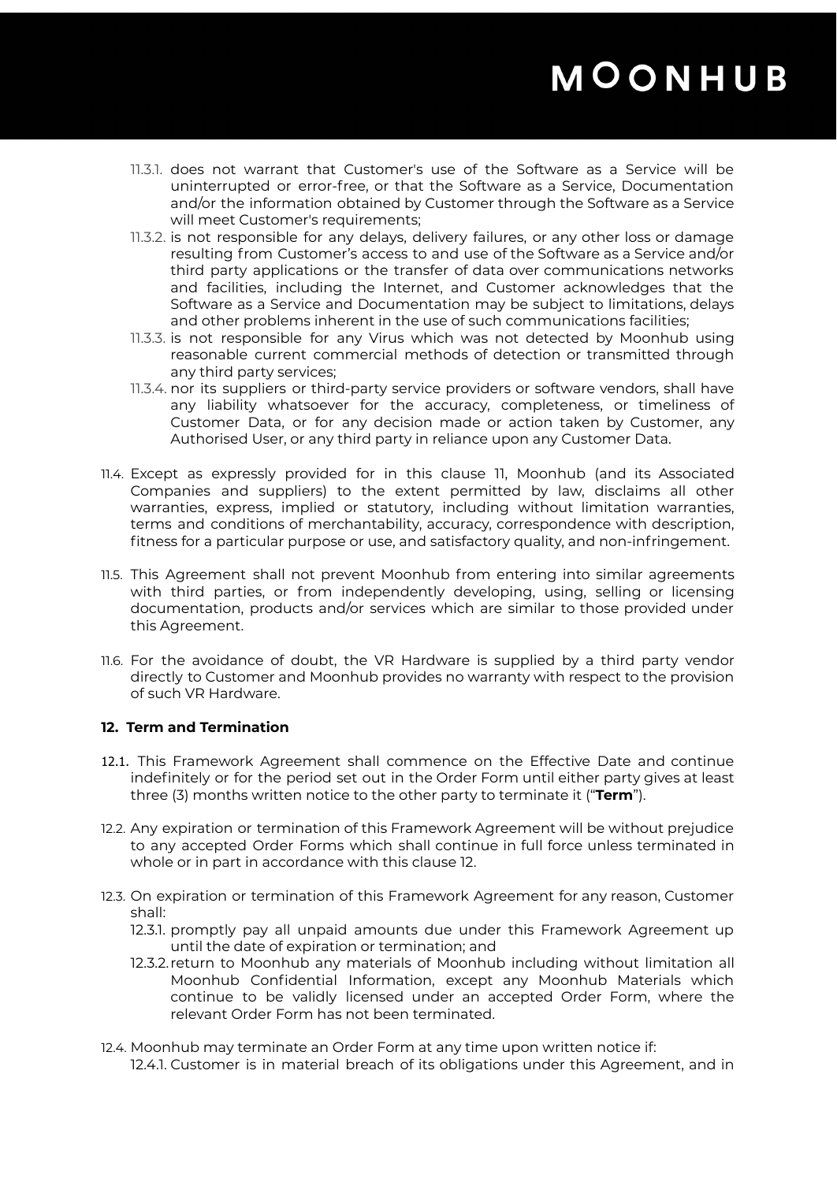11.3.1. does not warrant that Customer's use of the Software as a Service will be uninterrupted or error-free, or that the Software as a Service, Documentation and/or the information obtained by Customer through the Software as a Service will meet Customer's requirements;

11.3.2. is not responsible for any delays, delivery failures, or any other loss or damage resulting from Customer's access to and use of the Software as a Service and/or third party applications or the transfer of data over communications networks and facilities, including the Internet, and Customer acknowledges that the Software as a Service and Documentation may be subject to limitations, delays and other problems inherent in the use of such communications facilities;

11.3.3. is not responsible for any Virus which was not detected by Moonhub using reasonable current commercial methods of detection or transmitted through any third party services;

11.3.4. nor its suppliers or third-party service providers or software vendors, shall have any liability whatsoever for the accuracy, completeness, or timeliness of Customer Data, or for any decision made or action taken by Customer, any Authorised User, or any third party in reliance upon any Customer Data.

11.4. Except as expressly provided for in this clause 11, Moonhub (and its Associated Companies and suppliers) to the extent permitted by law, disclaims all other warranties, express, implied or statutory, including without limitation warranties, terms and conditions of merchantability, accuracy, correspondence with description, fitness for a particular purpose or use, and satisfactory quality, and non-infringement.

11.5. This Agreement shall not prevent Moonhub from entering into similar agreements with third parties, or from independently developing, using, selling or licensing documentation, products and/or services which are similar to those provided under this Agreement.

11.6. For the avoidance of doubt, the VR Hardware is supplied by a third party vendor directly to Customer and Moonhub provides no warranty with respect to the provision of such VR Hardware.

## 12. Term and Termination

12.1. This Framework Agreement shall commence on the Effective Date and continue indefinitely or for the period set out in the Order Form until either party gives at least three (3) months written notice to the other party to terminate it ("**Term**").

12.2. Any expiration or termination of this Framework Agreement will be without prejudice to any accepted Order Forms which shall continue in full force unless terminated in whole or in part in accordance with this clause 12.

12.3. On expiration or termination of this Framework Agreement for any reason, Customer shall:

12.3.1. promptly pay all unpaid amounts due under this Framework Agreement up until the date of expiration or termination; and

12.3.2. return to Moonhub any materials of Moonhub including without limitation all Moonhub Confidential Information, except any Moonhub Materials which continue to be validly licensed under an accepted Order Form, where the relevant Order Form has not been terminated.

12.4. Moonhub may terminate an Order Form at any time upon written notice if:

12.4.1. Customer is in material breach of its obligations under this Agreement, and in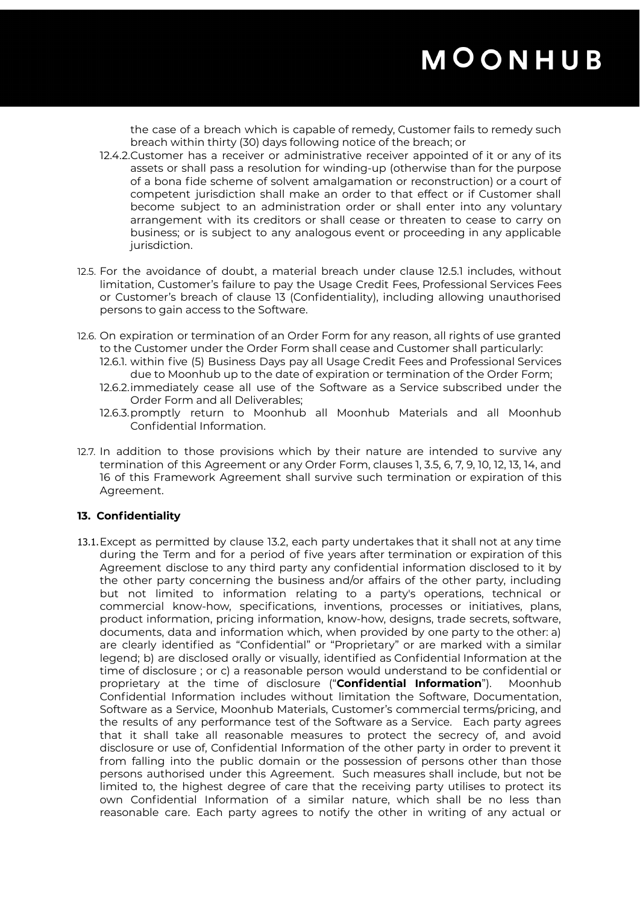the case of a breach which is capable of remedy, Customer fails to remedy such breach within thirty (30) days following notice of the breach; or

12.4.2. Customer has a receiver or administrative receiver appointed of it or any of its assets or shall pass a resolution for winding-up (otherwise than for the purpose of a bona fide scheme of solvent amalgamation or reconstruction) or a court of competent jurisdiction shall make an order to that effect or if Customer shall become subject to an administration order or shall enter into any voluntary arrangement with its creditors or shall cease or threaten to cease to carry on business; or is subject to any analogous event or proceeding in any applicable jurisdiction.

12.5. For the avoidance of doubt, a material breach under clause 12.5.1 includes, without limitation, Customer's failure to pay the Usage Credit Fees, Professional Services Fees or Customer's breach of clause 13 (Confidentiality), including allowing unauthorised persons to gain access to the Software.

12.6. On expiration or termination of an Order Form for any reason, all rights of use granted to the Customer under the Order Form shall cease and Customer shall particularly:

12.6.1. within five (5) Business Days pay all Usage Credit Fees and Professional Services due to Moonhub up to the date of expiration or termination of the Order Form;

12.6.2. immediately cease all use of the Software as a Service subscribed under the Order Form and all Deliverables;

12.6.3. promptly return to Moonhub all Moonhub Materials and all Moonhub Confidential Information.

12.7. In addition to those provisions which by their nature are intended to survive any termination of this Agreement or any Order Form, clauses 1, 3.5, 6, 7, 9, 10, 12, 13, 14, and 16 of this Framework Agreement shall survive such termination or expiration of this Agreement.

## 13. Confidentiality

13.1. Except as permitted by clause 13.2, each party undertakes that it shall not at any time during the Term and for a period of five years after termination or expiration of this Agreement disclose to any third party any confidential information disclosed to it by the other party concerning the business and/or affairs of the other party, including but not limited to information relating to a party's operations, technical or commercial know-how, specifications, inventions, processes or initiatives, plans, product information, pricing information, know-how, designs, trade secrets, software, documents, data and information which, when provided by one party to the other: a) are clearly identified as "Confidential" or "Proprietary" or are marked with a similar legend; b) are disclosed orally or visually, identified as Confidential Information at the time of disclosure ; or c) a reasonable person would understand to be confidential or proprietary at the time of disclosure ("**Confidential Information**"). Moonhub Confidential Information includes without limitation the Software, Documentation, Software as a Service, Moonhub Materials, Customer's commercial terms/pricing, and the results of any performance test of the Software as a Service. Each party agrees that it shall take all reasonable measures to protect the secrecy of, and avoid disclosure or use of, Confidential Information of the other party in order to prevent it from falling into the public domain or the possession of persons other than those persons authorised under this Agreement. Such measures shall include, but not be limited to, the highest degree of care that the receiving party utilises to protect its own Confidential Information of a similar nature, which shall be no less than reasonable care. Each party agrees to notify the other in writing of any actual or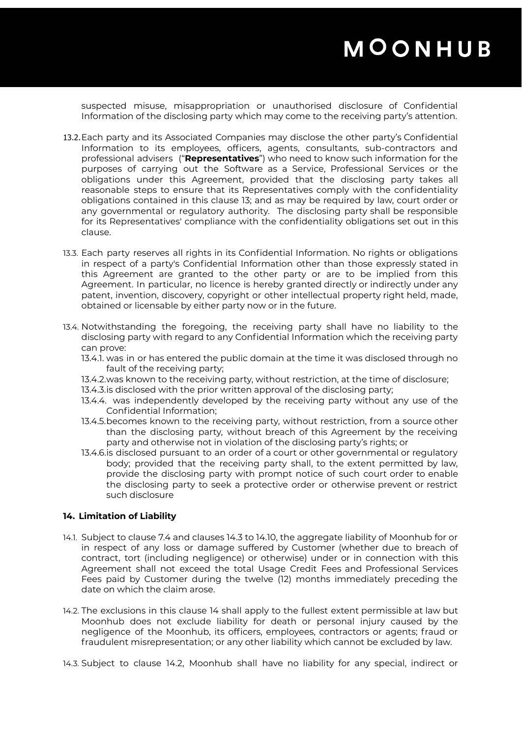suspected misuse, misappropriation or unauthorised disclosure of Confidential Information of the disclosing party which may come to the receiving party's attention.

13.2. Each party and its Associated Companies may disclose the other party's Confidential Information to its employees, officers, agents, consultants, sub-contractors and professional advisers ("**Representatives**") who need to know such information for the purposes of carrying out the Software as a Service, Professional Services or the obligations under this Agreement, provided that the disclosing party takes all reasonable steps to ensure that its Representatives comply with the confidentiality obligations contained in this clause 13; and as may be required by law, court order or any governmental or regulatory authority. The disclosing party shall be responsible for its Representatives' compliance with the confidentiality obligations set out in this clause.

13.3. Each party reserves all rights in its Confidential Information. No rights or obligations in respect of a party's Confidential Information other than those expressly stated in this Agreement are granted to the other party or are to be implied from this Agreement. In particular, no licence is hereby granted directly or indirectly under any patent, invention, discovery, copyright or other intellectual property right held, made, obtained or licensable by either party now or in the future.

13.4. Notwithstanding the foregoing, the receiving party shall have no liability to the disclosing party with regard to any Confidential Information which the receiving party can prove:

- 13.4.1. was in or has entered the public domain at the time it was disclosed through no fault of the receiving party;
- 13.4.2. was known to the receiving party, without restriction, at the time of disclosure;
- 13.4.3. is disclosed with the prior written approval of the disclosing party;
- 13.4.4. was independently developed by the receiving party without any use of the Confidential Information;
- 13.4.5. becomes known to the receiving party, without restriction, from a source other than the disclosing party, without breach of this Agreement by the receiving party and otherwise not in violation of the disclosing party's rights; or
- 13.4.6. is disclosed pursuant to an order of a court or other governmental or regulatory body; provided that the receiving party shall, to the extent permitted by law, provide the disclosing party with prompt notice of such court order to enable the disclosing party to seek a protective order or otherwise prevent or restrict such disclosure

## 14. Limitation of Liability

14.1. Subject to clause 7.4 and clauses 14.3 to 14.10, the aggregate liability of Moonhub for or in respect of any loss or damage suffered by Customer (whether due to breach of contract, tort (including negligence) or otherwise) under or in connection with this Agreement shall not exceed the total Usage Credit Fees and Professional Services Fees paid by Customer during the twelve (12) months immediately preceding the date on which the claim arose.

14.2. The exclusions in this clause 14 shall apply to the fullest extent permissible at law but Moonhub does not exclude liability for death or personal injury caused by the negligence of the Moonhub, its officers, employees, contractors or agents; fraud or fraudulent misrepresentation; or any other liability which cannot be excluded by law.

14.3. Subject to clause 14.2, Moonhub shall have no liability for any special, indirect or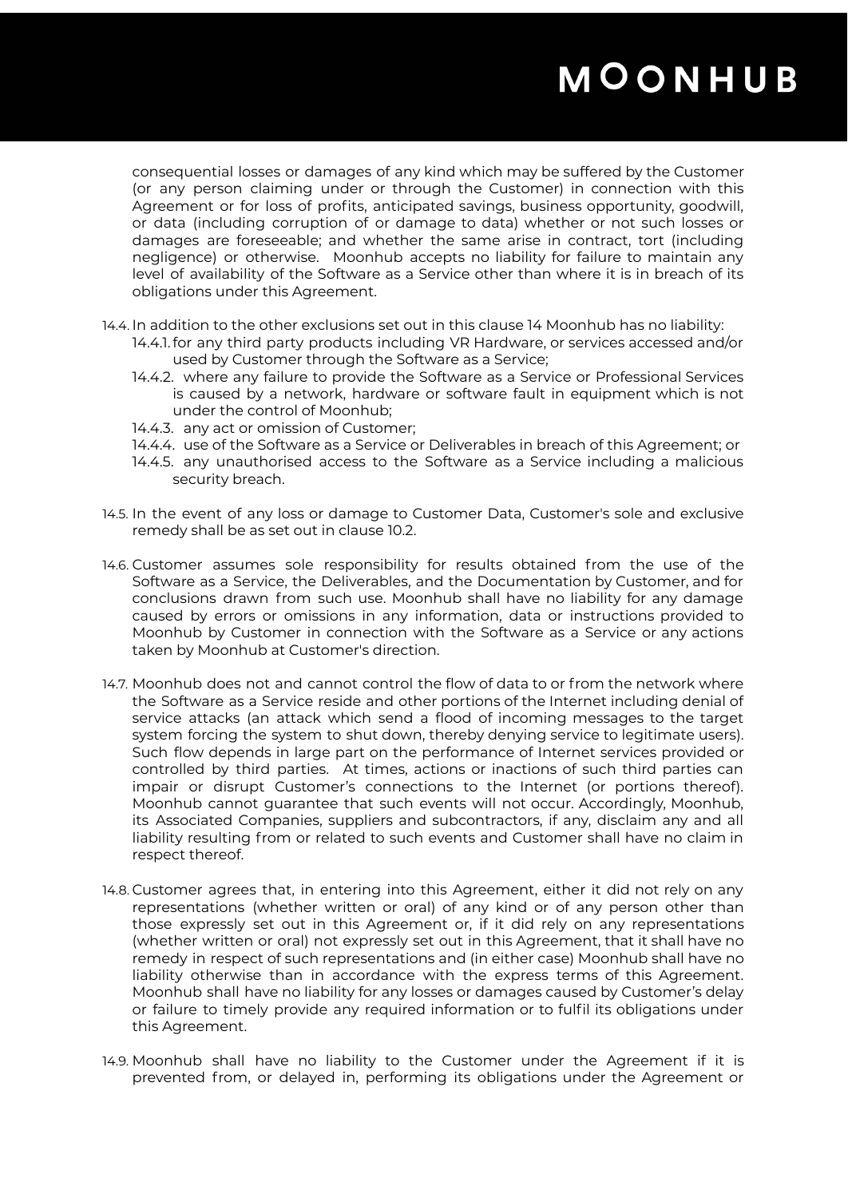consequential losses or damages of any kind which may be suffered by the Customer (or any person claiming under or through the Customer) in connection with this Agreement or for loss of profits, anticipated savings, business opportunity, goodwill, or data (including corruption of or damage to data) whether or not such losses or damages are foreseeable; and whether the same arise in contract, tort (including negligence) or otherwise. Moonhub accepts no liability for failure to maintain any level of availability of the Software as a Service other than where it is in breach of its obligations under this Agreement.

14.4. In addition to the other exclusions set out in this clause 14 Moonhub has no liability:

- 14.4.1. for any third party products including VR Hardware, or services accessed and/or used by Customer through the Software as a Service;
- 14.4.2. where any failure to provide the Software as a Service or Professional Services is caused by a network, hardware or software fault in equipment which is not under the control of Moonhub;
- 14.4.3. any act or omission of Customer;
- 14.4.4. use of the Software as a Service or Deliverables in breach of this Agreement; or
- 14.4.5. any unauthorised access to the Software as a Service including a malicious security breach.

14.5. In the event of any loss or damage to Customer Data, Customer's sole and exclusive remedy shall be as set out in clause 10.2.

14.6. Customer assumes sole responsibility for results obtained from the use of the Software as a Service, the Deliverables, and the Documentation by Customer, and for conclusions drawn from such use. Moonhub shall have no liability for any damage caused by errors or omissions in any information, data or instructions provided to Moonhub by Customer in connection with the Software as a Service or any actions taken by Moonhub at Customer's direction.

14.7. Moonhub does not and cannot control the flow of data to or from the network where the Software as a Service reside and other portions of the Internet including denial of service attacks (an attack which send a flood of incoming messages to the target system forcing the system to shut down, thereby denying service to legitimate users). Such flow depends in large part on the performance of Internet services provided or controlled by third parties. At times, actions or inactions of such third parties can impair or disrupt Customer's connections to the Internet (or portions thereof). Moonhub cannot guarantee that such events will not occur. Accordingly, Moonhub, its Associated Companies, suppliers and subcontractors, if any, disclaim any and all liability resulting from or related to such events and Customer shall have no claim in respect thereof.

14.8. Customer agrees that, in entering into this Agreement, either it did not rely on any representations (whether written or oral) of any kind or of any person other than those expressly set out in this Agreement or, if it did rely on any representations (whether written or oral) not expressly set out in this Agreement, that it shall have no remedy in respect of such representations and (in either case) Moonhub shall have no liability otherwise than in accordance with the express terms of this Agreement. Moonhub shall have no liability for any losses or damages caused by Customer's delay or failure to timely provide any required information or to fulfil its obligations under this Agreement.

14.9. Moonhub shall have no liability to the Customer under the Agreement if it is prevented from, or delayed in, performing its obligations under the Agreement or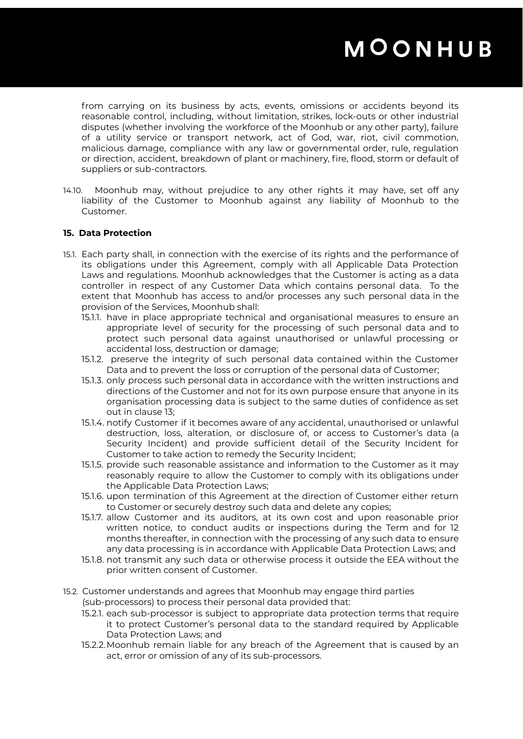from carrying on its business by acts, events, omissions or accidents beyond its reasonable control, including, without limitation, strikes, lock-outs or other industrial disputes (whether involving the workforce of the Moonhub or any other party), failure of a utility service or transport network, act of God, war, riot, civil commotion, malicious damage, compliance with any law or governmental order, rule, regulation or direction, accident, breakdown of plant or machinery, fire, flood, storm or default of suppliers or sub-contractors.

14.10. Moonhub may, without prejudice to any other rights it may have, set off any liability of the Customer to Moonhub against any liability of Moonhub to the Customer.

**15. Data Protection**

15.1. Each party shall, in connection with the exercise of its rights and the performance of its obligations under this Agreement, comply with all Applicable Data Protection Laws and regulations. Moonhub acknowledges that the Customer is acting as a data controller in respect of any Customer Data which contains personal data. To the extent that Moonhub has access to and/or processes any such personal data in the provision of the Services, Moonhub shall:

15.1.1. have in place appropriate technical and organisational measures to ensure an appropriate level of security for the processing of such personal data and to protect such personal data against unauthorised or unlawful processing or accidental loss, destruction or damage;

15.1.2. preserve the integrity of such personal data contained within the Customer Data and to prevent the loss or corruption of the personal data of Customer;

15.1.3. only process such personal data in accordance with the written instructions and directions of the Customer and not for its own purpose ensure that anyone in its organisation processing data is subject to the same duties of confidence as set out in clause 13;

15.1.4. notify Customer if it becomes aware of any accidental, unauthorised or unlawful destruction, loss, alteration, or disclosure of, or access to Customer's data (a Security Incident) and provide sufficient detail of the Security Incident for Customer to take action to remedy the Security Incident;

15.1.5. provide such reasonable assistance and information to the Customer as it may reasonably require to allow the Customer to comply with its obligations under the Applicable Data Protection Laws;

15.1.6. upon termination of this Agreement at the direction of Customer either return to Customer or securely destroy such data and delete any copies;

15.1.7. allow Customer and its auditors, at its own cost and upon reasonable prior written notice, to conduct audits or inspections during the Term and for 12 months thereafter, in connection with the processing of any such data to ensure any data processing is in accordance with Applicable Data Protection Laws; and

15.1.8. not transmit any such data or otherwise process it outside the EEA without the prior written consent of Customer.

15.2. Customer understands and agrees that Moonhub may engage third parties (sub-processors) to process their personal data provided that:

15.2.1. each sub-processor is subject to appropriate data protection terms that require it to protect Customer's personal data to the standard required by Applicable Data Protection Laws; and

15.2.2. Moonhub remain liable for any breach of the Agreement that is caused by an act, error or omission of any of its sub-processors.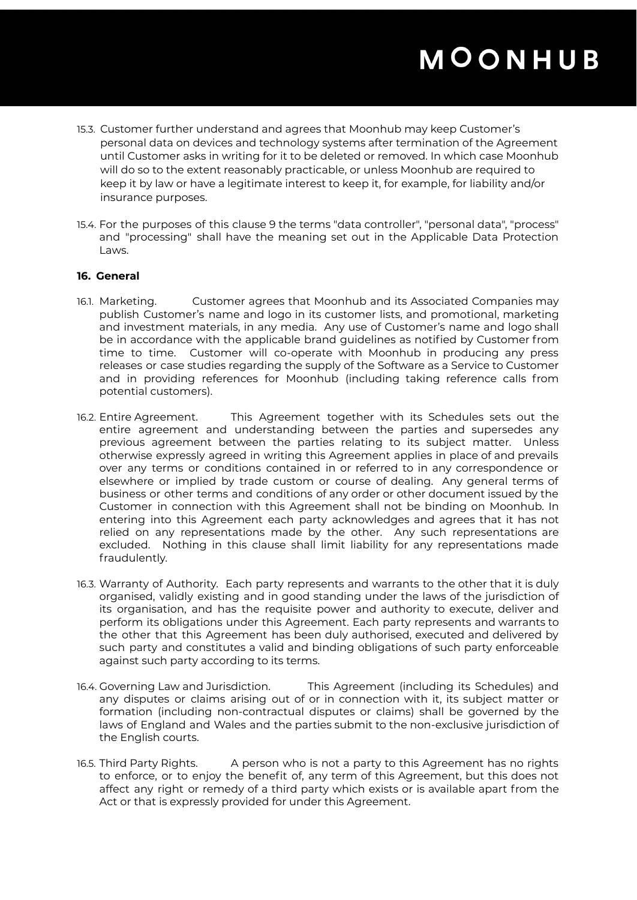15.3. Customer further understand and agrees that Moonhub may keep Customer's personal data on devices and technology systems after termination of the Agreement until Customer asks in writing for it to be deleted or removed. In which case Moonhub will do so to the extent reasonably practicable, or unless Moonhub are required to keep it by law or have a legitimate interest to keep it, for example, for liability and/or insurance purposes.

15.4. For the purposes of this clause 9 the terms "data controller", "personal data", "process" and "processing" shall have the meaning set out in the Applicable Data Protection Laws.

**16. General**

16.1. Marketing. Customer agrees that Moonhub and its Associated Companies may publish Customer's name and logo in its customer lists, and promotional, marketing and investment materials, in any media. Any use of Customer's name and logo shall be in accordance with the applicable brand guidelines as notified by Customer from time to time. Customer will co-operate with Moonhub in producing any press releases or case studies regarding the supply of the Software as a Service to Customer and in providing references for Moonhub (including taking reference calls from potential customers).

16.2. Entire Agreement. This Agreement together with its Schedules sets out the entire agreement and understanding between the parties and supersedes any previous agreement between the parties relating to its subject matter. Unless otherwise expressly agreed in writing this Agreement applies in place of and prevails over any terms or conditions contained in or referred to in any correspondence or elsewhere or implied by trade custom or course of dealing. Any general terms of business or other terms and conditions of any order or other document issued by the Customer in connection with this Agreement shall not be binding on Moonhub. In entering into this Agreement each party acknowledges and agrees that it has not relied on any representations made by the other. Any such representations are excluded. Nothing in this clause shall limit liability for any representations made fraudulently.

16.3. Warranty of Authority. Each party represents and warrants to the other that it is duly organised, validly existing and in good standing under the laws of the jurisdiction of its organisation, and has the requisite power and authority to execute, deliver and perform its obligations under this Agreement. Each party represents and warrants to the other that this Agreement has been duly authorised, executed and delivered by such party and constitutes a valid and binding obligations of such party enforceable against such party according to its terms.

16.4. Governing Law and Jurisdiction. This Agreement (including its Schedules) and any disputes or claims arising out of or in connection with it, its subject matter or formation (including non-contractual disputes or claims) shall be governed by the laws of England and Wales and the parties submit to the non-exclusive jurisdiction of the English courts.

16.5. Third Party Rights. A person who is not a party to this Agreement has no rights to enforce, or to enjoy the benefit of, any term of this Agreement, but this does not affect any right or remedy of a third party which exists or is available apart from the Act or that is expressly provided for under this Agreement.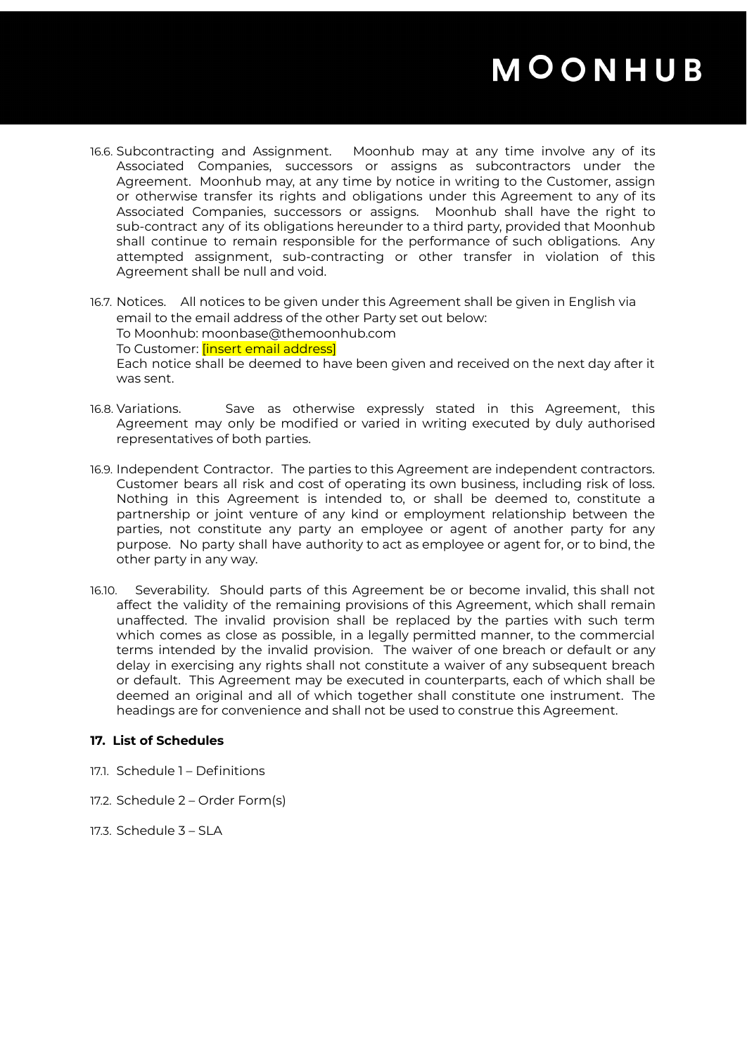16.6. Subcontracting and Assignment. Moonhub may at any time involve any of its Associated Companies, successors or assigns as subcontractors under the Agreement. Moonhub may, at any time by notice in writing to the Customer, assign or otherwise transfer its rights and obligations under this Agreement to any of its Associated Companies, successors or assigns. Moonhub shall have the right to sub-contract any of its obligations hereunder to a third party, provided that Moonhub shall continue to remain responsible for the performance of such obligations. Any attempted assignment, sub-contracting or other transfer in violation of this Agreement shall be null and void.

16.7. Notices. All notices to be given under this Agreement shall be given in English via email to the email address of the other Party set out below:
To Moonhub: moonbase@themoonhub.com
To Customer: [insert email address]
Each notice shall be deemed to have been given and received on the next day after it was sent.

16.8. Variations. Save as otherwise expressly stated in this Agreement, this Agreement may only be modified or varied in writing executed by duly authorised representatives of both parties.

16.9. Independent Contractor. The parties to this Agreement are independent contractors. Customer bears all risk and cost of operating its own business, including risk of loss. Nothing in this Agreement is intended to, or shall be deemed to, constitute a partnership or joint venture of any kind or employment relationship between the parties, not constitute any party an employee or agent of another party for any purpose. No party shall have authority to act as employee or agent for, or to bind, the other party in any way.

16.10. Severability. Should parts of this Agreement be or become invalid, this shall not affect the validity of the remaining provisions of this Agreement, which shall remain unaffected. The invalid provision shall be replaced by the parties with such term which comes as close as possible, in a legally permitted manner, to the commercial terms intended by the invalid provision. The waiver of one breach or default or any delay in exercising any rights shall not constitute a waiver of any subsequent breach or default. This Agreement may be executed in counterparts, each of which shall be deemed an original and all of which together shall constitute one instrument. The headings are for convenience and shall not be used to construe this Agreement.

**17. List of Schedules**

17.1. Schedule 1 – Definitions

17.2. Schedule 2 – Order Form(s)

17.3. Schedule 3 – SLA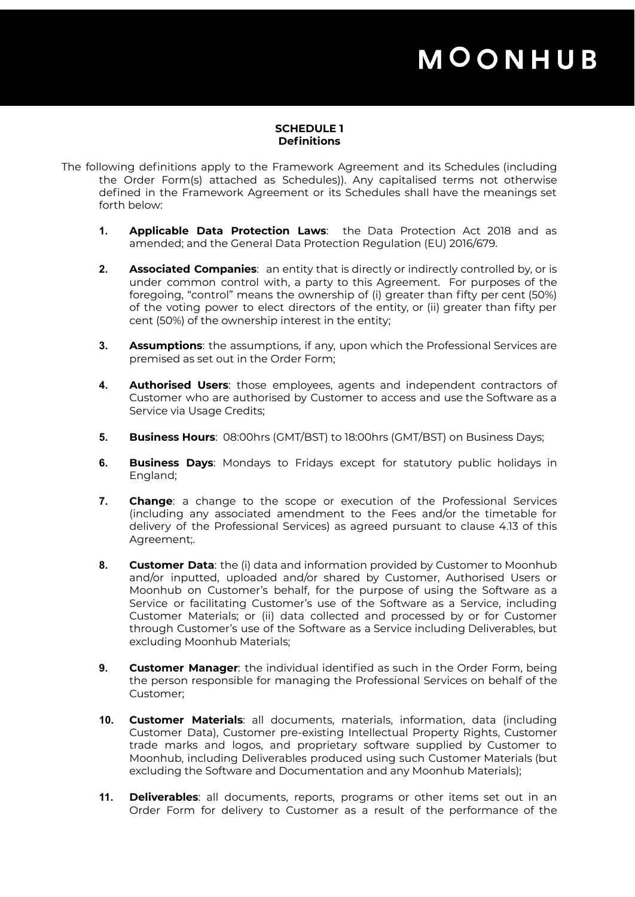**SCHEDULE 1**
**Definitions**

The following definitions apply to the Framework Agreement and its Schedules (including the Order Form(s) attached as Schedules)). Any capitalised terms not otherwise defined in the Framework Agreement or its Schedules shall have the meanings set forth below:

1. **Applicable Data Protection Laws**: the Data Protection Act 2018 and as amended; and the General Data Protection Regulation (EU) 2016/679.

2. **Associated Companies**: an entity that is directly or indirectly controlled by, or is under common control with, a party to this Agreement. For purposes of the foregoing, "control" means the ownership of (i) greater than fifty per cent (50%) of the voting power to elect directors of the entity, or (ii) greater than fifty per cent (50%) of the ownership interest in the entity;

3. **Assumptions**: the assumptions, if any, upon which the Professional Services are premised as set out in the Order Form;

4. **Authorised Users**: those employees, agents and independent contractors of Customer who are authorised by Customer to access and use the Software as a Service via Usage Credits;

5. **Business Hours**: 08:00hrs (GMT/BST) to 18:00hrs (GMT/BST) on Business Days;

6. **Business Days**: Mondays to Fridays except for statutory public holidays in England;

7. **Change**: a change to the scope or execution of the Professional Services (including any associated amendment to the Fees and/or the timetable for delivery of the Professional Services) as agreed pursuant to clause 4.13 of this Agreement;.

8. **Customer Data**: the (i) data and information provided by Customer to Moonhub and/or inputted, uploaded and/or shared by Customer, Authorised Users or Moonhub on Customer's behalf, for the purpose of using the Software as a Service or facilitating Customer's use of the Software as a Service, including Customer Materials; or (ii) data collected and processed by or for Customer through Customer's use of the Software as a Service including Deliverables, but excluding Moonhub Materials;

9. **Customer Manager**: the individual identified as such in the Order Form, being the person responsible for managing the Professional Services on behalf of the Customer;

10. **Customer Materials**: all documents, materials, information, data (including Customer Data), Customer pre-existing Intellectual Property Rights, Customer trade marks and logos, and proprietary software supplied by Customer to Moonhub, including Deliverables produced using such Customer Materials (but excluding the Software and Documentation and any Moonhub Materials);

11. **Deliverables**: all documents, reports, programs or other items set out in an Order Form for delivery to Customer as a result of the performance of the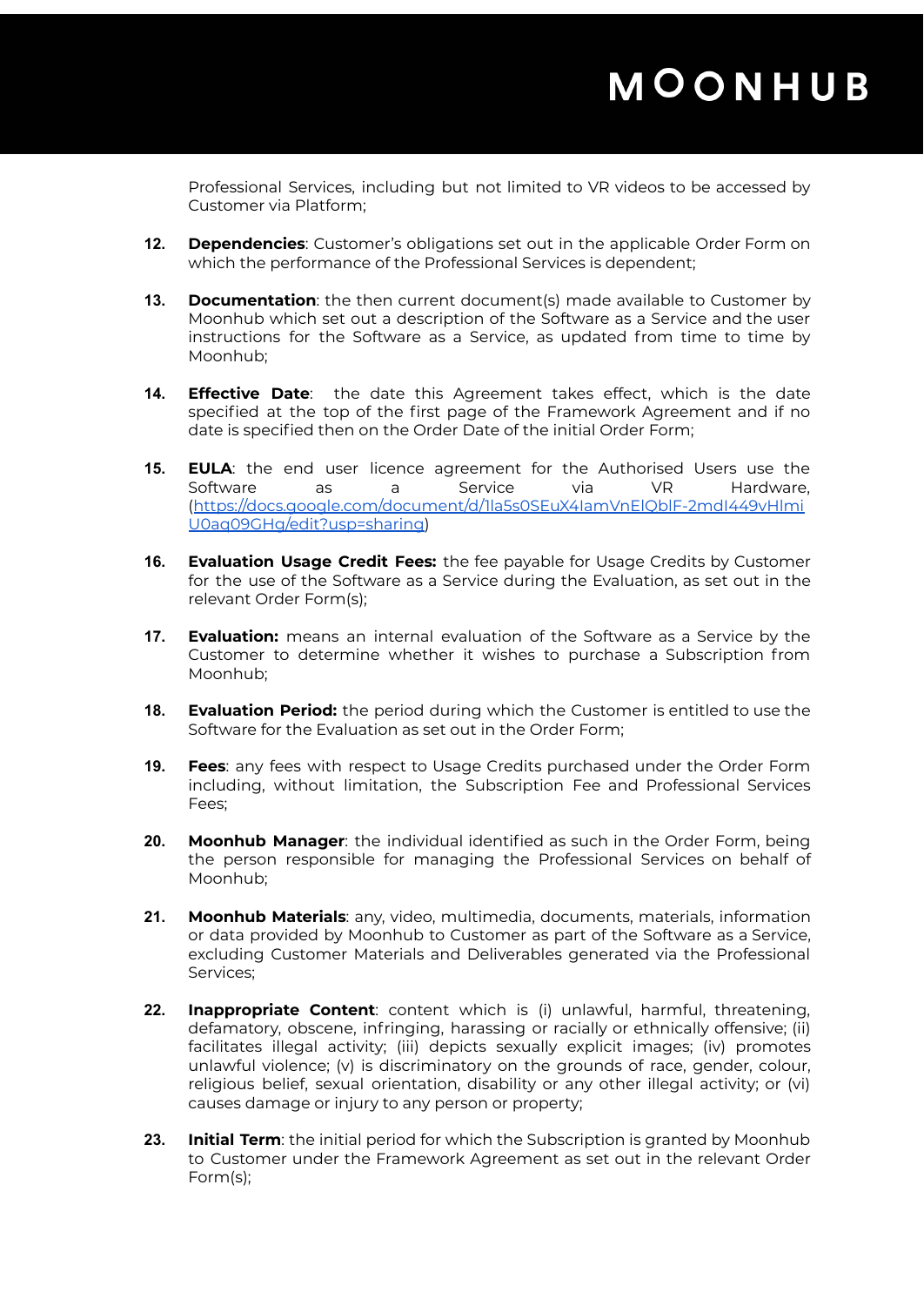Professional Services, including but not limited to VR videos to be accessed by Customer via Platform;

12. **Dependencies**: Customer's obligations set out in the applicable Order Form on which the performance of the Professional Services is dependent;

13. **Documentation**: the then current document(s) made available to Customer by Moonhub which set out a description of the Software as a Service and the user instructions for the Software as a Service, as updated from time to time by Moonhub;

14. **Effective Date**: the date this Agreement takes effect, which is the date specified at the top of the first page of the Framework Agreement and if no date is specified then on the Order Date of the initial Order Form;

15. **EULA**: the end user licence agreement for the Authorised Users use the Software as a Service via VR Hardware, ([https://docs.google.com/document/d/1la5s0SEuX4lamVnElQblF-2mdI449vHlmiU0aq09GHg/edit?usp=sharing](https://docs.google.com/document/d/1la5s0SEuX4lamVnElQblF-2mdI449vHlmiU0aq09GHg/edit?usp=sharing))

16. **Evaluation Usage Credit Fees:** the fee payable for Usage Credits by Customer for the use of the Software as a Service during the Evaluation, as set out in the relevant Order Form(s);

17. **Evaluation:** means an internal evaluation of the Software as a Service by the Customer to determine whether it wishes to purchase a Subscription from Moonhub;

18. **Evaluation Period:** the period during which the Customer is entitled to use the Software for the Evaluation as set out in the Order Form;

19. **Fees**: any fees with respect to Usage Credits purchased under the Order Form including, without limitation, the Subscription Fee and Professional Services Fees;

20. **Moonhub Manager**: the individual identified as such in the Order Form, being the person responsible for managing the Professional Services on behalf of Moonhub;

21. **Moonhub Materials**: any, video, multimedia, documents, materials, information or data provided by Moonhub to Customer as part of the Software as a Service, excluding Customer Materials and Deliverables generated via the Professional Services;

22. **Inappropriate Content**: content which is (i) unlawful, harmful, threatening, defamatory, obscene, infringing, harassing or racially or ethnically offensive; (ii) facilitates illegal activity; (iii) depicts sexually explicit images; (iv) promotes unlawful violence; (v) is discriminatory on the grounds of race, gender, colour, religious belief, sexual orientation, disability or any other illegal activity; or (vi) causes damage or injury to any person or property;

23. **Initial Term**: the initial period for which the Subscription is granted by Moonhub to Customer under the Framework Agreement as set out in the relevant Order Form(s);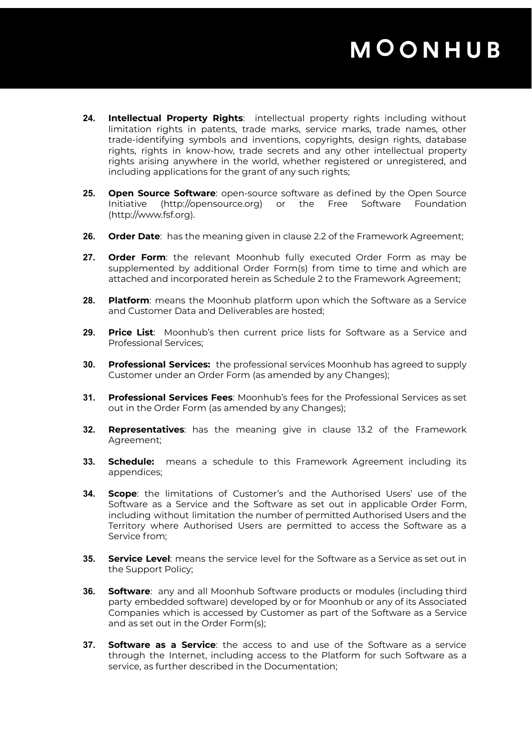24. **Intellectual Property Rights**: intellectual property rights including without limitation rights in patents, trade marks, service marks, trade names, other trade-identifying symbols and inventions, copyrights, design rights, database rights, rights in know-how, trade secrets and any other intellectual property rights arising anywhere in the world, whether registered or unregistered, and including applications for the grant of any such rights;

25. **Open Source Software**: open-source software as defined by the Open Source Initiative (http://opensource.org) or the Free Software Foundation (http://www.fsf.org).

26. **Order Date**: has the meaning given in clause 2.2 of the Framework Agreement;

27. **Order Form**: the relevant Moonhub fully executed Order Form as may be supplemented by additional Order Form(s) from time to time and which are attached and incorporated herein as Schedule 2 to the Framework Agreement;

28. **Platform**: means the Moonhub platform upon which the Software as a Service and Customer Data and Deliverables are hosted;

29. **Price List**: Moonhub's then current price lists for Software as a Service and Professional Services;

30. **Professional Services:** the professional services Moonhub has agreed to supply Customer under an Order Form (as amended by any Changes);

31. **Professional Services Fees**: Moonhub's fees for the Professional Services as set out in the Order Form (as amended by any Changes);

32. **Representatives**: has the meaning give in clause 13.2 of the Framework Agreement;

33. **Schedule:** means a schedule to this Framework Agreement including its appendices;

34. **Scope**: the limitations of Customer's and the Authorised Users' use of the Software as a Service and the Software as set out in applicable Order Form, including without limitation the number of permitted Authorised Users and the Territory where Authorised Users are permitted to access the Software as a Service from;

35. **Service Level**: means the service level for the Software as a Service as set out in the Support Policy;

36. **Software**: any and all Moonhub Software products or modules (including third party embedded software) developed by or for Moonhub or any of its Associated Companies which is accessed by Customer as part of the Software as a Service and as set out in the Order Form(s);

37. **Software as a Service**: the access to and use of the Software as a service through the Internet, including access to the Platform for such Software as a service, as further described in the Documentation;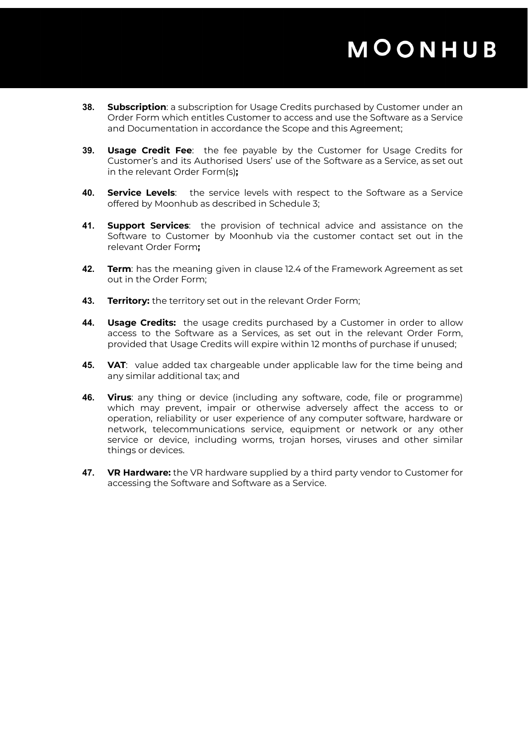38. **Subscription**: a subscription for Usage Credits purchased by Customer under an Order Form which entitles Customer to access and use the Software as a Service and Documentation in accordance the Scope and this Agreement;

39. **Usage Credit Fee**: the fee payable by the Customer for Usage Credits for Customer's and its Authorised Users' use of the Software as a Service, as set out in the relevant Order Form(s)**;**

40. **Service Levels**: the service levels with respect to the Software as a Service offered by Moonhub as described in Schedule 3;

41. **Support Services**: the provision of technical advice and assistance on the Software to Customer by Moonhub via the customer contact set out in the relevant Order Form**;**

42. **Term**: has the meaning given in clause 12.4 of the Framework Agreement as set out in the Order Form;

43. **Territory:** the territory set out in the relevant Order Form;

44. **Usage Credits:** the usage credits purchased by a Customer in order to allow access to the Software as a Services, as set out in the relevant Order Form, provided that Usage Credits will expire within 12 months of purchase if unused;

45. **VAT**: value added tax chargeable under applicable law for the time being and any similar additional tax; and

46. **Virus**: any thing or device (including any software, code, file or programme) which may prevent, impair or otherwise adversely affect the access to or operation, reliability or user experience of any computer software, hardware or network, telecommunications service, equipment or network or any other service or device, including worms, trojan horses, viruses and other similar things or devices.

47. **VR Hardware:** the VR hardware supplied by a third party vendor to Customer for accessing the Software and Software as a Service.